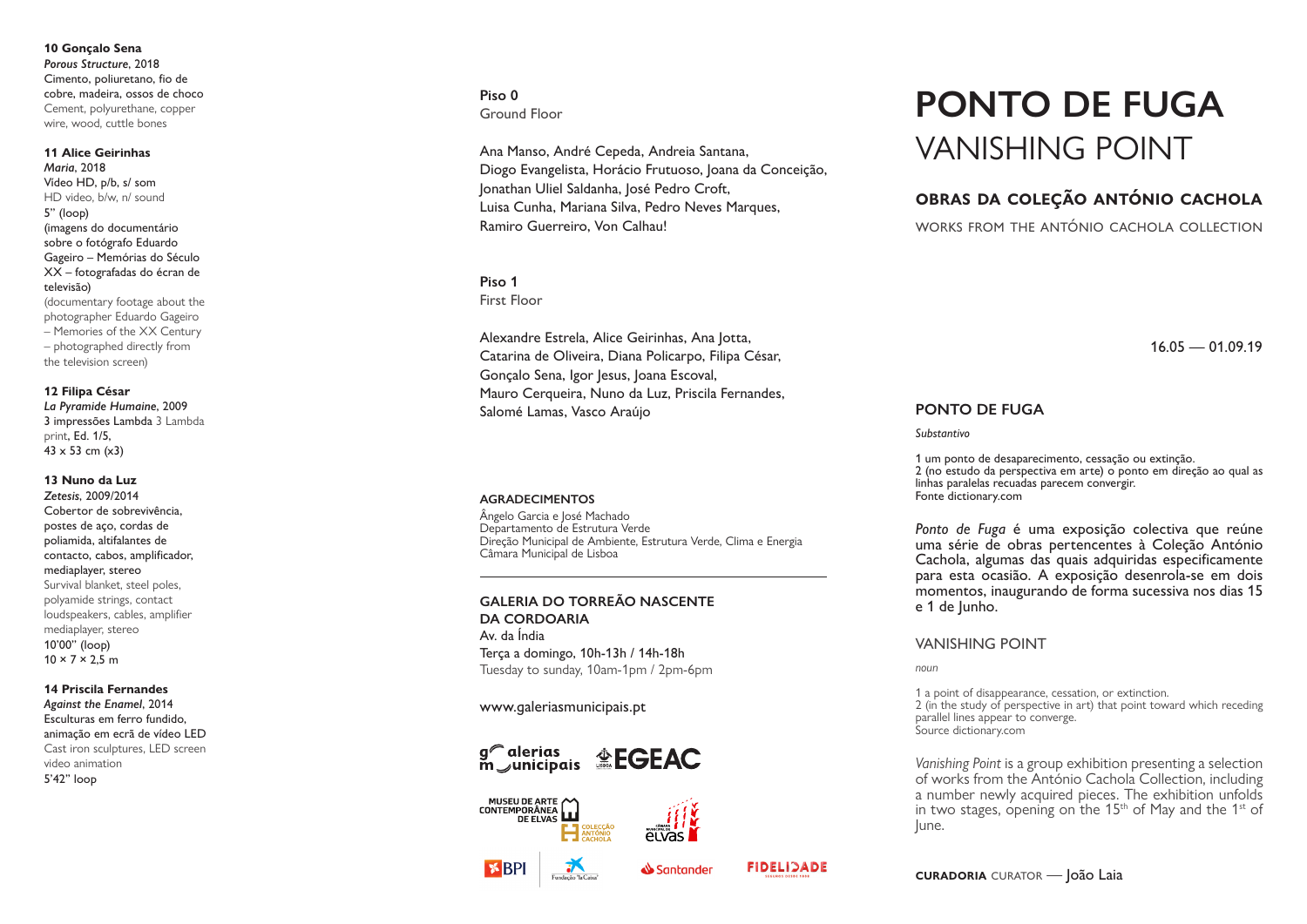**10 Gonçalo Sena**
*Porous Structure*, 2018
Cimento, poliuretano, fio de cobre, madeira, ossos de choco
Cement, polyurethane, copper wire, wood, cuttle bones

**11 Alice Geirinhas**
*Maria*, 2018
Vídeo HD, p/b, s/ som
HD video, b/w, n/ sound
5" (loop)
(imagens do documentário sobre o fotógrafo Eduardo Gageiro – Memórias do Século XX – fotografadas do écran de televisão)
(documentary footage about the photographer Eduardo Gageiro – Memories of the XX Century – photographed directly from the television screen)

**12 Filipa César**
*La Pyramide Humaine*, 2009
3 impressões Lambda 3 Lambda print, Ed. 1/5,
43 x 53 cm (x3)

**13 Nuno da Luz**
*Zetesis*, 2009/2014
Cobertor de sobrevivência, postes de aço, cordas de poliamida, altifalantes de contacto, cabos, amplificador, mediaplayer, stereo
Survival blanket, steel poles, polyamide strings, contact loudspeakers, cables, amplifier mediaplayer, stereo
10'00" (loop)
10 × 7 × 2,5 m

**14 Priscila Fernandes**
*Against the Enamel*, 2014
Esculturas em ferro fundido, animação em ecrã de vídeo LED
Cast iron sculptures, LED screen video animation
5'42" loop

**Piso 0**
Ground Floor

Ana Manso, André Cepeda, Andreia Santana, Diogo Evangelista, Horácio Frutuoso, Joana da Conceição, Jonathan Uliel Saldanha, José Pedro Croft, Luisa Cunha, Mariana Silva, Pedro Neves Marques, Ramiro Guerreiro, Von Calhau!

**Piso 1**
First Floor

Alexandre Estrela, Alice Geirinhas, Ana Jotta, Catarina de Oliveira, Diana Policarpo, Filipa César, Gonçalo Sena, Igor Jesus, Joana Escoval, Mauro Cerqueira, Nuno da Luz, Priscila Fernandes, Salomé Lamas, Vasco Araújo

**AGRADECIMENTOS**
Ângelo Garcia e José Machado
Departamento de Estrutura Verde
Direção Municipal de Ambiente, Estrutura Verde, Clima e Energia
Câmara Municipal de Lisboa

---

**GALERIA DO TORREÃO NASCENTE DA CORDOARIA**
Av. da Índia
Terça a domingo, 10h-13h / 14h-18h
Tuesday to sunday, 10am-1pm / 2pm-6pm

www.galeriasmunicipais.pt

galerias municipais · EGEAC · Museu de Arte Contemporânea de Elvas · Colecção António Cachola · Câmara Municipal de Elvas · BPI · Fundação "la Caixa" · Santander · Fidelidade

# PONTO DE FUGA
# VANISHING POINT

## OBRAS DA COLEÇÃO ANTÓNIO CACHOLA
WORKS FROM THE ANTÓNIO CACHOLA COLLECTION

16.05 — 01.09.19

### PONTO DE FUGA
*Substantivo*

1 um ponto de desaparecimento, cessação ou extinção.
2 (no estudo da perspectiva em arte) o ponto em direção ao qual as linhas paralelas recuadas parecem convergir.
Fonte dictionary.com

*Ponto de Fuga* é uma exposição colectiva que reúne uma série de obras pertencentes à Coleção António Cachola, algumas das quais adquiridas especificamente para esta ocasião. A exposição desenrola-se em dois momentos, inaugurando de forma sucessiva nos dias 15 e 1 de Junho.

### VANISHING POINT
*noun*

1 a point of disappearance, cessation, or extinction.
2 (in the study of perspective in art) that point toward which receding parallel lines appear to converge.
Source dictionary.com

*Vanishing Point* is a group exhibition presenting a selection of works from the António Cachola Collection, including a number newly acquired pieces. The exhibition unfolds in two stages, opening on the 15th of May and the 1st of June.

**CURADORIA** CURATOR — João Laia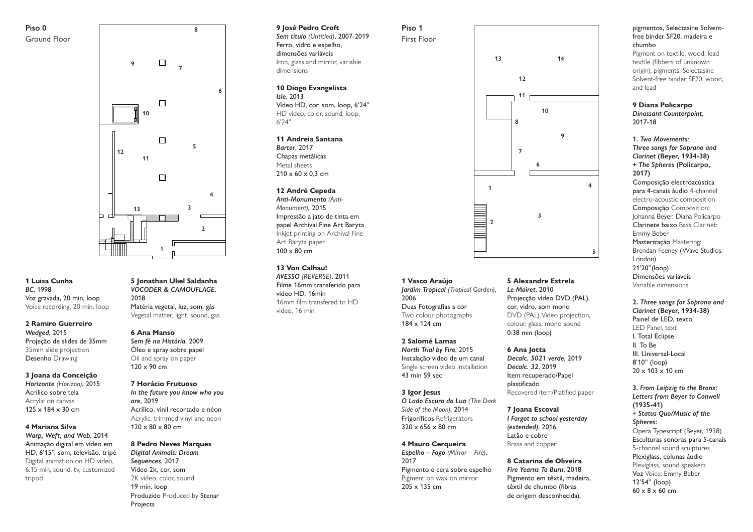## Piso 0
Ground Floor

8
9
7
6
10
5
12
11
4
13
3
2
1

**1 Luisa Cunha**
*BC*, 1998
Voz gravada, 20 min, loop
Voice recording, 20 min, loop

**2 Ramiro Guerreiro**
*Wedged*, 2015
Projeção de slides de 35mm
35mm slide projection
Desenho Drawing

**3 Joana da Conceição**
*Horizonte (Horizon)*, 2015
Acrílico sobre tela
Acrylic on canvas
125 x 184 x 30 cm

**4 Mariana Silva**
*Warp, Weft, and Web*, 2014
Animação digital em vídeo em HD, 6'15'', som, televisão, tripé
Digital animation on HD video, 6.15 min, sound, tv, customized tripod

**5 Jonathan Uliel Saldanha**
*VOCODER & CAMOUFLAGE*, 2018
Matéria vegetal, luz, som, gás
Vegetal matter, light, sound, gas

**6 Ana Manso**
*Sem fé na História*, 2009
Óleo e spray sobre papel
Oil and spray on paper
120 x 90 cm

**7 Horácio Frutuoso**
*In the future you know who you are*, 2019
Acrílico, vinil recortado e néon
Acrylic, trimmed vinyl and neon
120 x 80 x 80 cm

**8 Pedro Neves Marques**
*Digital Animals: Dream Sequences*, 2017
Vídeo 2k, cor, som
2K video, color, sound
19 min. loop
Produzido Produced by Stenar Projects

**9 José Pedro Croft**
*Sem título (Untitled)*, 2007-2019
Ferro, vidro e espelho, dimensões variáveis
Iron, glass and mirror, variable dimensions

**10 Diogo Evangelista**
*Isle*, 2013
Vídeo HD, cor, som, loop, 6'24"
HD video, color, sound, loop, 6'24"

**11 Andreia Santana**
*Barter*, 2017
Chapas metálicas
Metal sheets
210 x 60 x 0,3 cm

**12 André Cepeda**
*Anti-Monumento (Anti-Monument)*, 2015
Impressão a jato de tinta em papel Archival Fine Art Baryta
Inkjet printing on Archival Fine Art Baryta paper
100 x 80 cm

**13 Von Calhau!**
*AVESSO (REVERSE)*, 2011
Filme 16mm transferido para vídeo HD, 16min
16mm film transfered to HD video, 16 min

## Piso 1
First Floor

13
14
12
11
10
8
9
7
6
1
4
2
3
5

**1 Vasco Araújo**
*Jardim Tropical (Tropical Garden)*, 2006
Duas Fotografias a cor
Two colour photographs
184 x 124 cm

**2 Salomé Lamas**
*North Trial by Fire*, 2015
Instalação vídeo de um canal
Single screen video installation
43 min 59 sec

**3 Igor Jesus**
*O Lado Escuro da Lua (The Dark Side of the Moon)*, 2014
Frigoríficos Refrigerators
320 x 656 x 80 cm

**4 Mauro Cerqueira**
*Espelho – Fogo (Mirror – Fire)*, 2017
Pigmento e cera sobre espelho
Pigment on wax on mirror
205 x 135 cm

**5 Alexandre Estrela**
*Le Moiret*, 2010
Projecção vídeo DVD (PAL), cor, vidro, som mono
DVD (PAL) Video projection, colour, glass, mono sound
0:38 min (loop)

**6 Ana Jotta**
*Decalc. 5021 verde*, 2019
*Decalc. 32*, 2019
Item recuperado/Papel plastificado
Recovered item/Platified paper

**7 Joana Escoval**
*I Forgot to school yesterday (extended)*, 2016
Latão e cobre
Brass and copper

**8 Catarina de Oliveira**
*Fire Yearns To Burn*, 2018
Pigmento em têxtil, madeira, têxtil de chumbo (fibras de origem desconhecida), pigmentos, Selectasine Solvent-free binder SF20, madeira e chumbo
Pigment on textile, wood, lead textile (fibbers of unknown origin), pigments, Selectasine Solvent-free binder SF20, wood, and lead

**9 Diana Policarpo**
*Dinossant Counterpoint*, 2017-18

**1.** ***Two Movements: Three songs for Soprano and Clarinet*** **(Beyer, 1934-38) +** ***The Spheres*** **(Policarpo, 2017)**
Composição electroacústica para 4-canais áudio 4-channel electro-acoustic composition
Composição Composition: Johanna Beyer, Diana Policarpo
Clarinete baixo Bass Clarinet: Emmy Beber
Masterização Mastering: Brendan Feeney (Wave Studios, London)
21'20"(loop)
Dimensões variáveis
Variable dimensions

**2.** ***Three songs for Soprano and Clarinet*** **(Beyer, 1934-38)**
Painel de LED, texto
LED Panel, text
I. Total Eclipse
II. To Be
III. Universal-Local
8'10" (loop)
20 x 103 x 10 cm

**3.** ***From Leipzig to the Bronx: Letters from Beyer to Conwell*** **(1935-41)**
\+ ***Status Quo/Music of the Spheres:***
Opera Typescript (Beyer, 1938)
Esculturas sonoras para 5-canais
5-channel sound sculptures
Plexiglass, colunas áudio
Plexiglass, sound speakers
Voz Voice: Emmy Beber
12'54" (loop)
60 x 8 x 60 cm